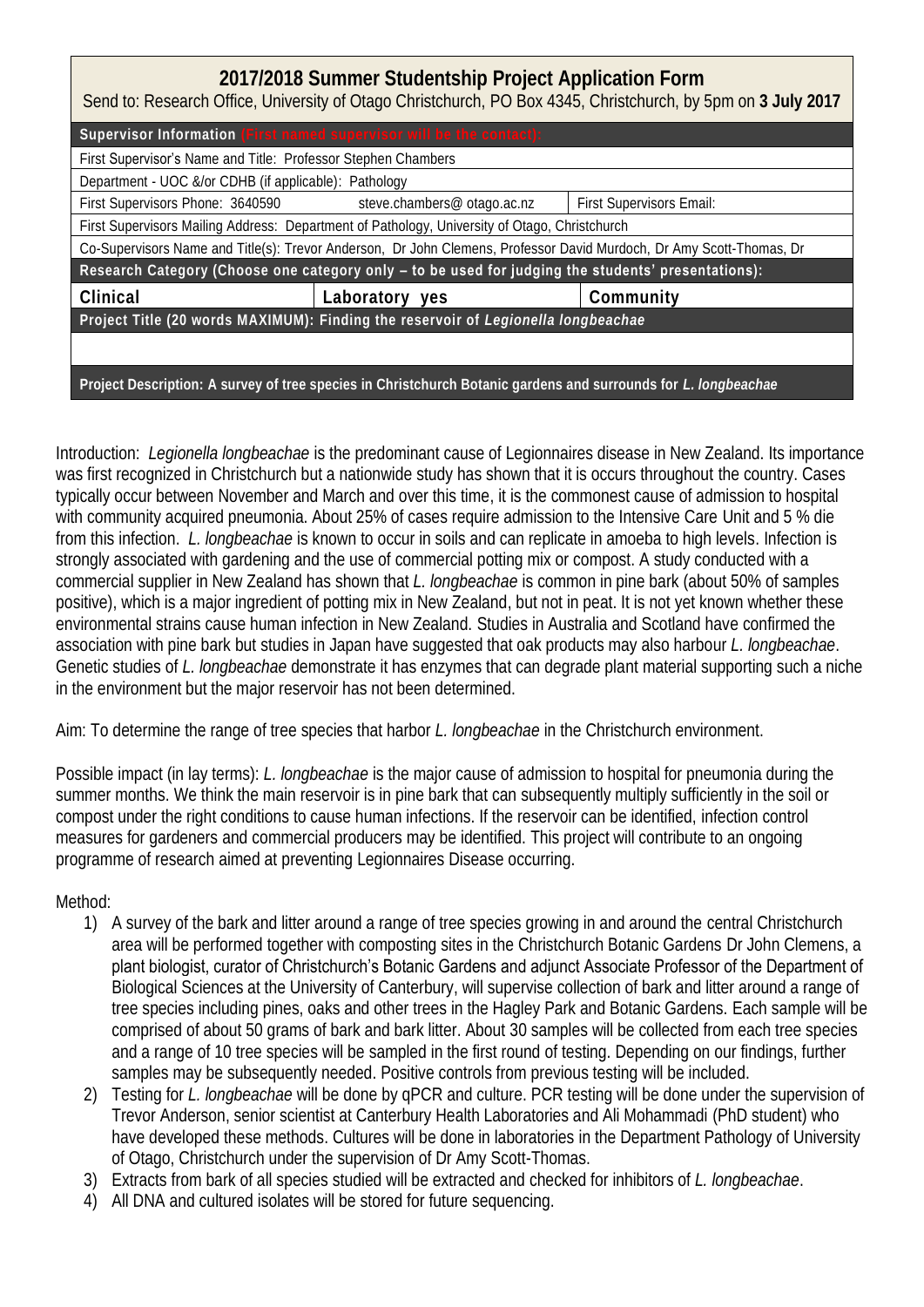# 2017/2018 Summer Studentship Project Application Form

Send to: Research Office, University of Otago Christchurch, PO Box 4345, Christchurch, by 5pm on **3 July 2017**

| **Supervisor Information** (First named supervisor will be the contact): | | |
|---|---|---|
| First Supervisor's Name and Title: Professor Stephen Chambers | | |
| Department - UOC &/or CDHB (if applicable): Pathology | | |
| First Supervisors Phone: 3640590 | steve.chambers@ otago.ac.nz | First Supervisors Email: |
| First Supervisors Mailing Address: Department of Pathology, University of Otago, Christchurch | | |
| Co-Supervisors Name and Title(s): Trevor Anderson, Dr John Clemens, Professor David Murdoch, Dr Amy Scott-Thomas, Dr | | |
| **Research Category (Choose one category only – to be used for judging the students' presentations):** | | |
| **Clinical** | **Laboratory yes** | **Community** |
| **Project Title (20 words MAXIMUM): Finding the reservoir of *Legionella longbeachae*** | | |
| | | |
| **Project Description: A survey of tree species in Christchurch Botanic gardens and surrounds for *L. longbeachae*** | | |

Introduction: *Legionella longbeachae* is the predominant cause of Legionnaires disease in New Zealand. Its importance was first recognized in Christchurch but a nationwide study has shown that it is occurs throughout the country. Cases typically occur between November and March and over this time, it is the commonest cause of admission to hospital with community acquired pneumonia. About 25% of cases require admission to the Intensive Care Unit and 5 % die from this infection. *L. longbeachae* is known to occur in soils and can replicate in amoeba to high levels. Infection is strongly associated with gardening and the use of commercial potting mix or compost. A study conducted with a commercial supplier in New Zealand has shown that *L. longbeachae* is common in pine bark (about 50% of samples positive), which is a major ingredient of potting mix in New Zealand, but not in peat. It is not yet known whether these environmental strains cause human infection in New Zealand. Studies in Australia and Scotland have confirmed the association with pine bark but studies in Japan have suggested that oak products may also harbour *L. longbeachae*. Genetic studies of *L. longbeachae* demonstrate it has enzymes that can degrade plant material supporting such a niche in the environment but the major reservoir has not been determined.

Aim: To determine the range of tree species that harbor *L. longbeachae* in the Christchurch environment.

Possible impact (in lay terms): *L. longbeachae* is the major cause of admission to hospital for pneumonia during the summer months. We think the main reservoir is in pine bark that can subsequently multiply sufficiently in the soil or compost under the right conditions to cause human infections. If the reservoir can be identified, infection control measures for gardeners and commercial producers may be identified. This project will contribute to an ongoing programme of research aimed at preventing Legionnaires Disease occurring.

Method:

1) A survey of the bark and litter around a range of tree species growing in and around the central Christchurch area will be performed together with composting sites in the Christchurch Botanic Gardens Dr John Clemens, a plant biologist, curator of Christchurch's Botanic Gardens and adjunct Associate Professor of the Department of Biological Sciences at the University of Canterbury, will supervise collection of bark and litter around a range of tree species including pines, oaks and other trees in the Hagley Park and Botanic Gardens. Each sample will be comprised of about 50 grams of bark and bark litter. About 30 samples will be collected from each tree species and a range of 10 tree species will be sampled in the first round of testing. Depending on our findings, further samples may be subsequently needed. Positive controls from previous testing will be included.
2) Testing for *L. longbeachae* will be done by qPCR and culture. PCR testing will be done under the supervision of Trevor Anderson, senior scientist at Canterbury Health Laboratories and Ali Mohammadi (PhD student) who have developed these methods. Cultures will be done in laboratories in the Department Pathology of University of Otago, Christchurch under the supervision of Dr Amy Scott-Thomas.
3) Extracts from bark of all species studied will be extracted and checked for inhibitors of *L. longbeachae*.
4) All DNA and cultured isolates will be stored for future sequencing.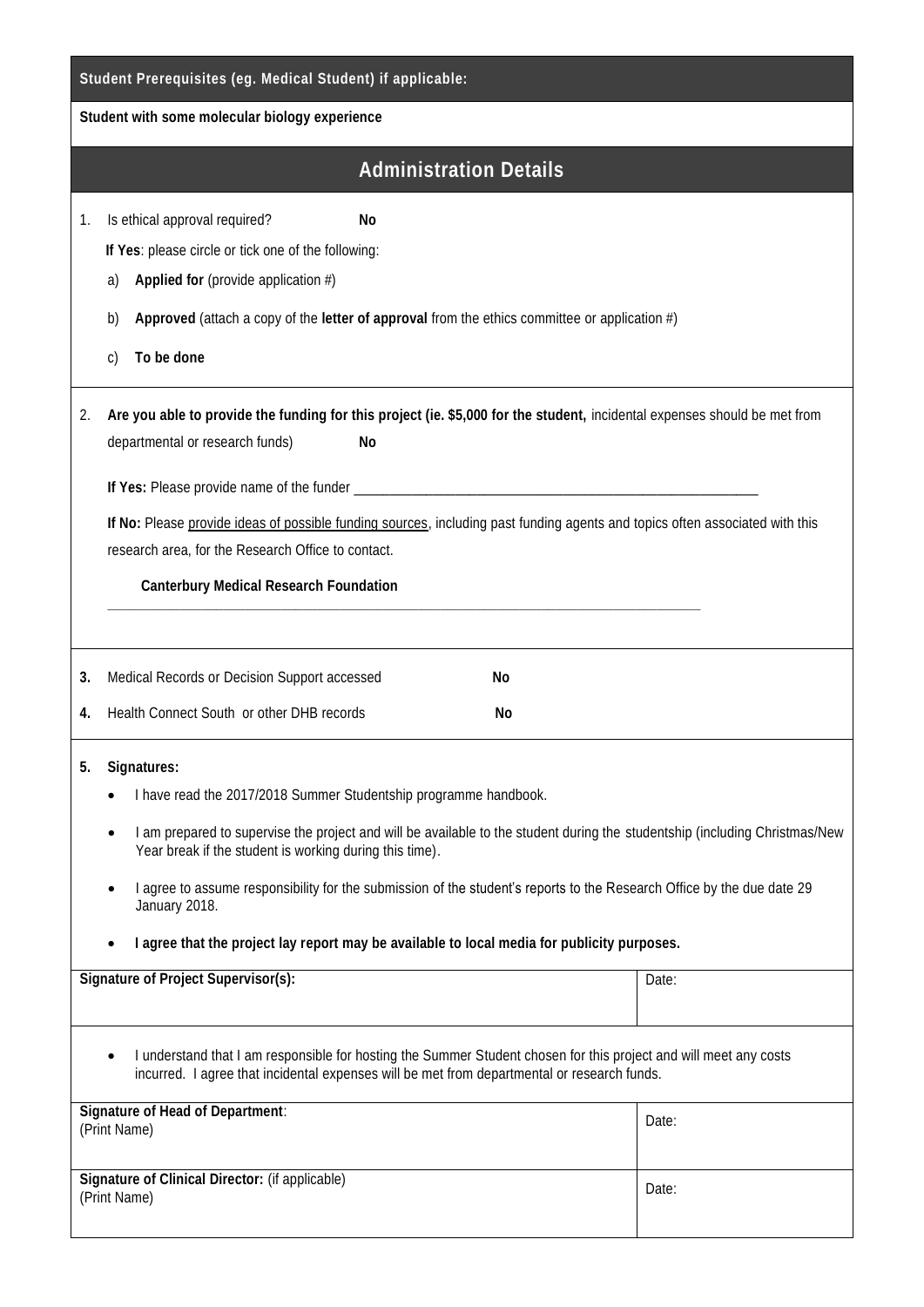**Student Prerequisites (eg. Medical Student) if applicable:**

**Student with some molecular biology experience**

## Administration Details

1. Is ethical approval required? **No**

   **If Yes**: please circle or tick one of the following:

   a) **Applied for** (provide application #)

   b) **Approved** (attach a copy of the **letter of approval** from the ethics committee or application #)

   c) **To be done**

2. **Are you able to provide the funding for this project (ie. $5,000 for the student,** incidental expenses should be met from departmental or research funds) **No**

   **If Yes:** Please provide name of the funder ______________________________________________________

   **If No:** Please provide ideas of possible funding sources, including past funding agents and topics often associated with this research area, for the Research Office to contact.

   **Canterbury Medical Research Foundation**

   ______________________________________________________________________________

3. Medical Records or Decision Support accessed **No**
4. Health Connect South or other DHB records **No**
5. **Signatures:**
   - I have read the 2017/2018 Summer Studentship programme handbook.
   - I am prepared to supervise the project and will be available to the student during the studentship (including Christmas/New Year break if the student is working during this time).
   - I agree to assume responsibility for the submission of the student's reports to the Research Office by the due date 29 January 2018.
   - **I agree that the project lay report may be available to local media for publicity purposes.**

| **Signature of Project Supervisor(s):** | Date: |
|---|---|

- I understand that I am responsible for hosting the Summer Student chosen for this project and will meet any costs incurred. I agree that incidental expenses will be met from departmental or research funds.

| | |
|---|---|
| **Signature of Head of Department**:<br>(Print Name) | Date: |
| **Signature of Clinical Director:** (if applicable)<br>(Print Name) | Date: |